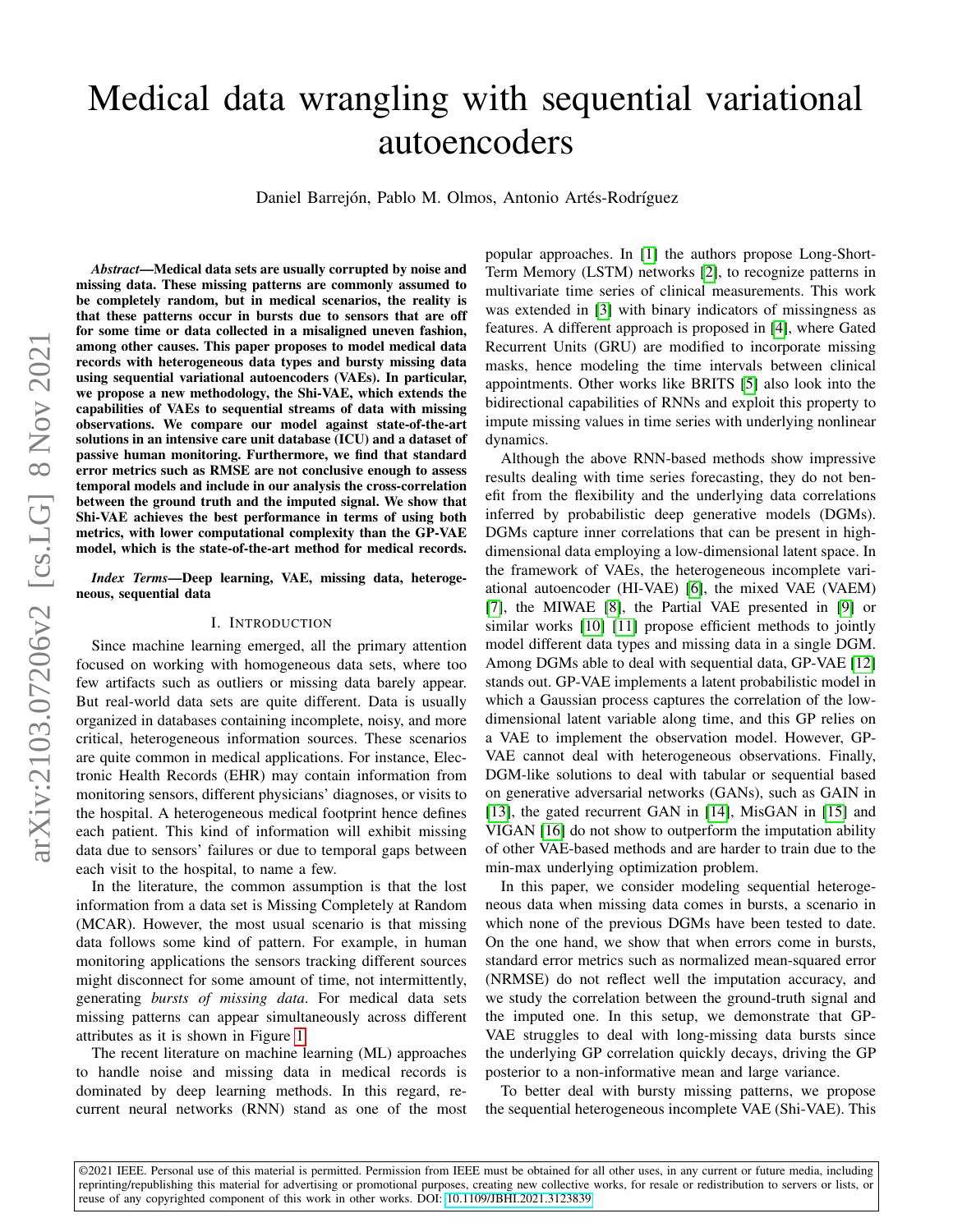# Medical data wrangling with sequential variational autoencoders

Daniel Barrejón, Pablo M. Olmos, Antonio Artés-Rodríguez

***Abstract*—Medical data sets are usually corrupted by noise and missing data. These missing patterns are commonly assumed to be completely random, but in medical scenarios, the reality is that these patterns occur in bursts due to sensors that are off for some time or data collected in a misaligned uneven fashion, among other causes. This paper proposes to model medical data records with heterogeneous data types and bursty missing data using sequential variational autoencoders (VAEs). In particular, we propose a new methodology, the Shi-VAE, which extends the capabilities of VAEs to sequential streams of data with missing observations. We compare our model against state-of-the-art solutions in an intensive care unit database (ICU) and a dataset of passive human monitoring. Furthermore, we find that standard error metrics such as RMSE are not conclusive enough to assess temporal models and include in our analysis the cross-correlation between the ground truth and the imputed signal. We show that Shi-VAE achieves the best performance in terms of using both metrics, with lower computational complexity than the GP-VAE model, which is the state-of-the-art method for medical records.**

***Index Terms*—Deep learning, VAE, missing data, heterogeneous, sequential data**

## I. Introduction

Since machine learning emerged, all the primary attention focused on working with homogeneous data sets, where too few artifacts such as outliers or missing data barely appear. But real-world data sets are quite different. Data is usually organized in databases containing incomplete, noisy, and more critical, heterogeneous information sources. These scenarios are quite common in medical applications. For instance, Electronic Health Records (EHR) may contain information from monitoring sensors, different physicians' diagnoses, or visits to the hospital. A heterogeneous medical footprint hence defines each patient. This kind of information will exhibit missing data due to sensors' failures or due to temporal gaps between each visit to the hospital, to name a few.

In the literature, the common assumption is that the lost information from a data set is Missing Completely at Random (MCAR). However, the most usual scenario is that missing data follows some kind of pattern. For example, in human monitoring applications the sensors tracking different sources might disconnect for some amount of time, not intermittently, generating *bursts of missing data*. For medical data sets missing patterns can appear simultaneously across different attributes as it is shown in Figure 1.

The recent literature on machine learning (ML) approaches to handle noise and missing data in medical records is dominated by deep learning methods. In this regard, recurrent neural networks (RNN) stand as one of the most popular approaches. In [1] the authors propose Long-Short-Term Memory (LSTM) networks [2], to recognize patterns in multivariate time series of clinical measurements. This work was extended in [3] with binary indicators of missingness as features. A different approach is proposed in [4], where Gated Recurrent Units (GRU) are modified to incorporate missing masks, hence modeling the time intervals between clinical appointments. Other works like BRITS [5] also look into the bidirectional capabilities of RNNs and exploit this property to impute missing values in time series with underlying nonlinear dynamics.

Although the above RNN-based methods show impressive results dealing with time series forecasting, they do not benefit from the flexibility and the underlying data correlations inferred by probabilistic deep generative models (DGMs). DGMs capture inner correlations that can be present in high-dimensional data employing a low-dimensional latent space. In the framework of VAEs, the heterogeneous incomplete variational autoencoder (HI-VAE) [6], the mixed VAE (VAEM) [7], the MIWAE [8], the Partial VAE presented in [9] or similar works [10] [11] propose efficient methods to jointly model different data types and missing data in a single DGM. Among DGMs able to deal with sequential data, GP-VAE [12] stands out. GP-VAE implements a latent probabilistic model in which a Gaussian process captures the correlation of the low-dimensional latent variable along time, and this GP relies on a VAE to implement the observation model. However, GP-VAE cannot deal with heterogeneous observations. Finally, DGM-like solutions to deal with tabular or sequential based on generative adversarial networks (GANs), such as GAIN in [13], the gated recurrent GAN in [14], MisGAN in [15] and VIGAN [16] do not show to outperform the imputation ability of other VAE-based methods and are harder to train due to the min-max underlying optimization problem.

In this paper, we consider modeling sequential heterogeneous data when missing data comes in bursts, a scenario in which none of the previous DGMs have been tested to date. On the one hand, we show that when errors come in bursts, standard error metrics such as normalized mean-squared error (NRMSE) do not reflect well the imputation accuracy, and we study the correlation between the ground-truth signal and the imputed one. In this setup, we demonstrate that GP-VAE struggles to deal with long-missing data bursts since the underlying GP correlation quickly decays, driving the GP posterior to a non-informative mean and large variance.

To better deal with bursty missing patterns, we propose the sequential heterogeneous incomplete VAE (Shi-VAE). This

©2021 IEEE. Personal use of this material is permitted. Permission from IEEE must be obtained for all other uses, in any current or future media, including reprinting/republishing this material for advertising or promotional purposes, creating new collective works, for resale or redistribution to servers or lists, or reuse of any copyrighted component of this work in other works. DOI: 10.1109/JBHI.2021.3123839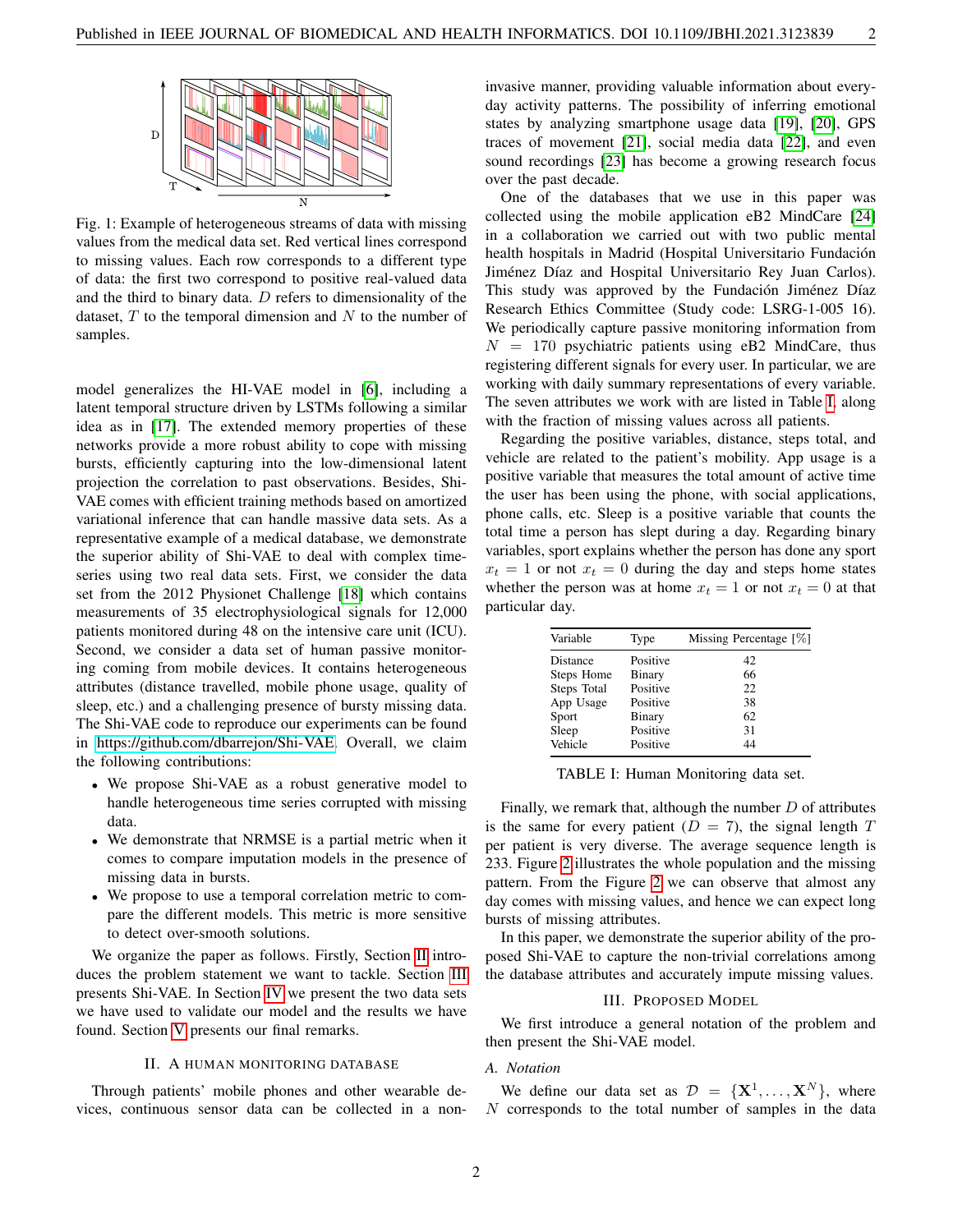Fig. 1: Example of heterogeneous streams of data with missing values from the medical data set. Red vertical lines correspond to missing values. Each row corresponds to a different type of data: the first two correspond to positive real-valued data and the third to binary data. $D$ refers to dimensionality of the dataset, $T$ to the temporal dimension and $N$ to the number of samples.

model generalizes the HI-VAE model in [6], including a latent temporal structure driven by LSTMs following a similar idea as in [17]. The extended memory properties of these networks provide a more robust ability to cope with missing bursts, efficiently capturing into the low-dimensional latent projection the correlation to past observations. Besides, Shi-VAE comes with efficient training methods based on amortized variational inference that can handle massive data sets. As a representative example of a medical database, we demonstrate the superior ability of Shi-VAE to deal with complex time-series using two real data sets. First, we consider the data set from the 2012 Physionet Challenge [18] which contains measurements of 35 electrophysiological signals for 12,000 patients monitored during 48 on the intensive care unit (ICU). Second, we consider a data set of human passive monitoring coming from mobile devices. It contains heterogeneous attributes (distance travelled, mobile phone usage, quality of sleep, etc.) and a challenging presence of bursty missing data. The Shi-VAE code to reproduce our experiments can be found in https://github.com/dbarrejon/Shi-VAE. Overall, we claim the following contributions:

- We propose Shi-VAE as a robust generative model to handle heterogeneous time series corrupted with missing data.
- We demonstrate that NRMSE is a partial metric when it comes to compare imputation models in the presence of missing data in bursts.
- We propose to use a temporal correlation metric to compare the different models. This metric is more sensitive to detect over-smooth solutions.

We organize the paper as follows. Firstly, Section II introduces the problem statement we want to tackle. Section III presents Shi-VAE. In Section IV we present the two data sets we have used to validate our model and the results we have found. Section V presents our final remarks.

## II. A Human Monitoring Database

Through patients' mobile phones and other wearable devices, continuous sensor data can be collected in a non-invasive manner, providing valuable information about everyday activity patterns. The possibility of inferring emotional states by analyzing smartphone usage data [19], [20], GPS traces of movement [21], social media data [22], and even sound recordings [23] has become a growing research focus over the past decade.

One of the databases that we use in this paper was collected using the mobile application eB2 MindCare [24] in a collaboration we carried out with two public mental health hospitals in Madrid (Hospital Universitario Fundación Jiménez Díaz and Hospital Universitario Rey Juan Carlos). This study was approved by the Fundación Jiménez Díaz Research Ethics Committee (Study code: LSRG-1-005 16). We periodically capture passive monitoring information from $N = 170$ psychiatric patients using eB2 MindCare, thus registering different signals for every user. In particular, we are working with daily summary representations of every variable. The seven attributes we work with are listed in Table I, along with the fraction of missing values across all patients.

Regarding the positive variables, distance, steps total, and vehicle are related to the patient's mobility. App usage is a positive variable that measures the total amount of active time the user has been using the phone, with social applications, phone calls, etc. Sleep is a positive variable that counts the total time a person has slept during a day. Regarding binary variables, sport explains whether the person has done any sport $x_t = 1$ or not $x_t = 0$ during the day and steps home states whether the person was at home $x_t = 1$ or not $x_t = 0$ at that particular day.

| Variable | Type | Missing Percentage [%] |
|---|---|---|
| Distance | Positive | 42 |
| Steps Home | Binary | 66 |
| Steps Total | Positive | 22 |
| App Usage | Positive | 38 |
| Sport | Binary | 62 |
| Sleep | Positive | 31 |
| Vehicle | Positive | 44 |

TABLE I: Human Monitoring data set.

Finally, we remark that, although the number $D$ of attributes is the same for every patient ($D = 7$), the signal length $T$ per patient is very diverse. The average sequence length is 233. Figure 2 illustrates the whole population and the missing pattern. From the Figure 2 we can observe that almost any day comes with missing values, and hence we can expect long bursts of missing attributes.

In this paper, we demonstrate the superior ability of the proposed Shi-VAE to capture the non-trivial correlations among the database attributes and accurately impute missing values.

## III. Proposed Model

We first introduce a general notation of the problem and then present the Shi-VAE model.

### A. Notation

We define our data set as $\mathcal{D} = \{\mathbf{X}^1, \ldots, \mathbf{X}^N\}$, where $N$ corresponds to the total number of samples in the data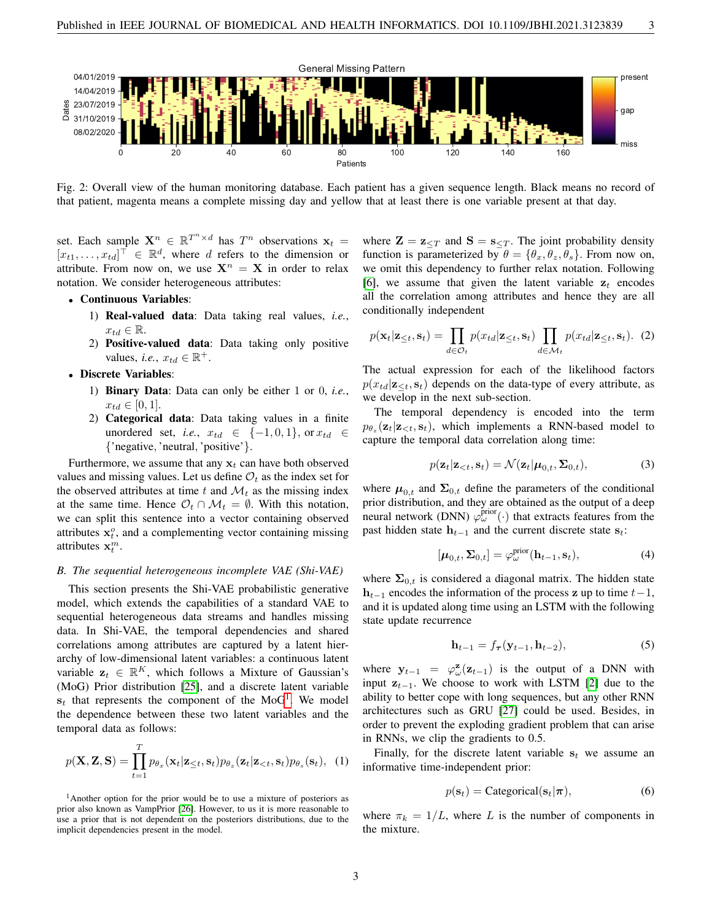Fig. 2: Overall view of the human monitoring database. Each patient has a given sequence length. Black means no record of that patient, magenta means a complete missing day and yellow that at least there is one variable present at that day.

set. Each sample $\mathbf{X}^n \in \mathbb{R}^{T^n \times d}$ has $T^n$ observations $\mathbf{x}_t = [x_{t1}, \dots, x_{td}]^\top \in \mathbb{R}^d$, where $d$ refers to the dimension or attribute. From now on, we use $\mathbf{X}^n = \mathbf{X}$ in order to relax notation. We consider heterogeneous attributes:

- **Continuous Variables**:
  1) **Real-valued data**: Data taking real values, *i.e.*, $x_{td} \in \mathbb{R}$.
  2) **Positive-valued data**: Data taking only positive values, *i.e.*, $x_{td} \in \mathbb{R}^+$.
- **Discrete Variables**:
  1) **Binary Data**: Data can only be either 1 or 0, *i.e.*, $x_{td} \in [0, 1]$.
  2) **Categorical data**: Data taking values in a finite unordered set, *i.e.*, $x_{td} \in \{-1, 0, 1\}$, or $x_{td} \in \{\text{'negative'}, \text{'neutral'}, \text{'positive'}\}$.

Furthermore, we assume that any $\mathbf{x}_t$ can have both observed values and missing values. Let us define $\mathcal{O}_t$ as the index set for the observed attributes at time $t$ and $\mathcal{M}_t$ as the missing index at the same time. Hence $\mathcal{O}_t \cap \mathcal{M}_t = \emptyset$. With this notation, we can split this sentence into a vector containing observed attributes $\mathbf{x}_t^o$, and a complementing vector containing missing attributes $\mathbf{x}_t^m$.

### B. The sequential heterogeneous incomplete VAE (Shi-VAE)

This section presents the Shi-VAE probabilistic generative model, which extends the capabilities of a standard VAE to sequential heterogeneous data streams and handles missing data. In Shi-VAE, the temporal dependencies and shared correlations among attributes are captured by a latent hierarchy of low-dimensional latent variables: a continuous latent variable $\mathbf{z}_t \in \mathbb{R}^K$, which follows a Mixture of Gaussian's (MoG) Prior distribution [25], and a discrete latent variable $\mathbf{s}_t$ that represents the component of the MoG[1]. We model the dependence between these two latent variables and the temporal data as follows:

$$p(\mathbf{X}, \mathbf{Z}, \mathbf{S}) = \prod_{t=1}^{T} p_{\theta_x}(\mathbf{x}_t|\mathbf{z}_{\leq t}, \mathbf{s}_t) p_{\theta_z}(\mathbf{z}_t|\mathbf{z}_{<t}, \mathbf{s}_t) p_{\theta_s}(\mathbf{s}_t), \quad (1)$$

[1]Another option for the prior would be to use a mixture of posteriors as prior also known as VampPrior [26]. However, to us it is more reasonable to use a prior that is not dependent on the posteriors distributions, due to the implicit dependencies present in the model.

where $\mathbf{Z} = \mathbf{z}_{\leq T}$ and $\mathbf{S} = \mathbf{s}_{\leq T}$. The joint probability density function is parameterized by $\theta = \{\theta_x, \theta_z, \theta_s\}$. From now on, we omit this dependency to further relax notation. Following [6], we assume that given the latent variable $\mathbf{z}_t$ encodes all the correlation among attributes and hence they are all conditionally independent

$$p(\mathbf{x}_t|\mathbf{z}_{\leq t}, \mathbf{s}_t) = \prod_{d \in \mathcal{O}_t} p(x_{td}|\mathbf{z}_{\leq t}, \mathbf{s}_t) \prod_{d \in \mathcal{M}_t} p(x_{td}|\mathbf{z}_{\leq t}, \mathbf{s}_t). \quad (2)$$

The actual expression for each of the likelihood factors $p(x_{td}|\mathbf{z}_{\leq t}, \mathbf{s}_t)$ depends on the data-type of every attribute, as we develop in the next sub-section.

The temporal dependency is encoded into the term $p_{\theta_z}(\mathbf{z}_t|\mathbf{z}_{<t}, \mathbf{s}_t)$, which implements a RNN-based model to capture the temporal data correlation along time:

$$p(\mathbf{z}_t|\mathbf{z}_{<t}, \mathbf{s}_t) = \mathcal{N}(\mathbf{z}_t|\boldsymbol{\mu}_{0,t}, \boldsymbol{\Sigma}_{0,t}), \quad (3)$$

where $\boldsymbol{\mu}_{0,t}$ and $\boldsymbol{\Sigma}_{0,t}$ define the parameters of the conditional prior distribution, and they are obtained as the output of a deep neural network (DNN) $\varphi_\omega^{\text{prior}}(\cdot)$ that extracts features from the past hidden state $\mathbf{h}_{t-1}$ and the current discrete state $\mathbf{s}_t$:

$$[\boldsymbol{\mu}_{0,t}, \boldsymbol{\Sigma}_{0,t}] = \varphi_\omega^{\text{prior}}(\mathbf{h}_{t-1}, \mathbf{s}_t), \quad (4)$$

where $\boldsymbol{\Sigma}_{0,t}$ is considered a diagonal matrix. The hidden state $\mathbf{h}_{t-1}$ encodes the information of the process $\mathbf{z}$ up to time $t-1$, and it is updated along time using an LSTM with the following state update recurrence

$$\mathbf{h}_{t-1} = f_{\boldsymbol{\tau}}(\mathbf{y}_{t-1}, \mathbf{h}_{t-2}), \quad (5)$$

where $\mathbf{y}_{t-1} = \varphi_\omega^{\mathbf{z}}(\mathbf{z}_{t-1})$ is the output of a DNN with input $\mathbf{z}_{t-1}$. We choose to work with LSTM [2] due to the ability to better cope with long sequences, but any other RNN architectures such as GRU [27] could be used. Besides, in order to prevent the exploding gradient problem that can arise in RNNs, we clip the gradients to 0.5.

Finally, for the discrete latent variable $\mathbf{s}_t$ we assume an informative time-independent prior:

$$p(\mathbf{s}_t) = \text{Categorical}(\mathbf{s}_t|\boldsymbol{\pi}), \quad (6)$$

where $\pi_k = 1/L$, where $L$ is the number of components in the mixture.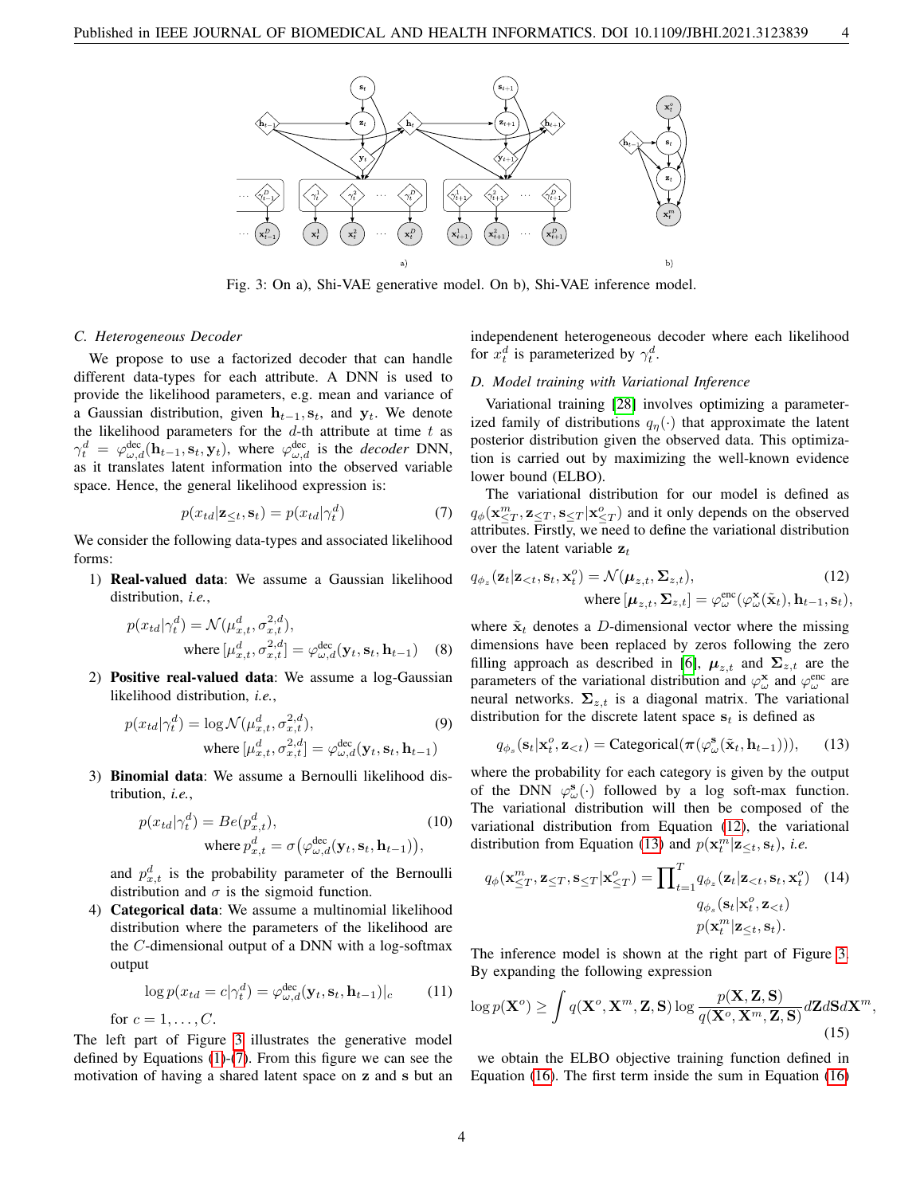Fig. 3: On a), Shi-VAE generative model. On b), Shi-VAE inference model.

### C. Heterogeneous Decoder

We propose to use a factorized decoder that can handle different data-types for each attribute. A DNN is used to provide the likelihood parameters, e.g. mean and variance of a Gaussian distribution, given $\mathbf{h}_{t-1}, \mathbf{s}_t$, and $\mathbf{y}_t$. We denote the likelihood parameters for the $d$-th attribute at time $t$ as $\gamma_t^d = \varphi_{\omega,d}^{\text{dec}}(\mathbf{h}_{t-1}, \mathbf{s}_t, \mathbf{y}_t)$, where $\varphi_{\omega,d}^{\text{dec}}$ is the *decoder* DNN, as it translates latent information into the observed variable space. Hence, the general likelihood expression is:

$$p(x_{td}|\mathbf{z}_{\leq t}, \mathbf{s}_t) = p(x_{td}|\gamma_t^d) \tag{7}$$

We consider the following data-types and associated likelihood forms:

1) **Real-valued data**: We assume a Gaussian likelihood distribution, *i.e.*,

$$p(x_{td}|\gamma_t^d) = \mathcal{N}(\mu_{x,t}^d, \sigma_{x,t}^{2,d}), \quad \text{where } [\mu_{x,t}^d, \sigma_{x,t}^{2,d}] = \varphi_{\omega,d}^{\text{dec}}(\mathbf{y}_t, \mathbf{s}_t, \mathbf{h}_{t-1}) \tag{8}$$

2) **Positive real-valued data**: We assume a log-Gaussian likelihood distribution, *i.e.*,

$$p(x_{td}|\gamma_t^d) = \log\mathcal{N}(\mu_{x,t}^d, \sigma_{x,t}^{2,d}), \quad \text{where } [\mu_{x,t}^d, \sigma_{x,t}^{2,d}] = \varphi_{\omega,d}^{\text{dec}}(\mathbf{y}_t, \mathbf{s}_t, \mathbf{h}_{t-1}) \tag{9}$$

3) **Binomial data**: We assume a Bernoulli likelihood distribution, *i.e.*,

$$p(x_{td}|\gamma_t^d) = Be(p_{x,t}^d), \quad \text{where } p_{x,t}^d = \sigma\big(\varphi_{\omega,d}^{\text{dec}}(\mathbf{y}_t, \mathbf{s}_t, \mathbf{h}_{t-1})\big), \tag{10}$$

and $p_{x,t}^d$ is the probability parameter of the Bernoulli distribution and $\sigma$ is the sigmoid function.

4) **Categorical data**: We assume a multinomial likelihood distribution where the parameters of the likelihood are the $C$-dimensional output of a DNN with a log-softmax output

$$\log p(x_{td} = c|\gamma_t^d) = \varphi_{\omega,d}^{\text{dec}}(\mathbf{y}_t, \mathbf{s}_t, \mathbf{h}_{t-1})|_c \tag{11}$$

for $c = 1, \ldots, C$.

The left part of Figure 3 illustrates the generative model defined by Equations (1)-(7). From this figure we can see the motivation of having a shared latent space on $\mathbf{z}$ and $\mathbf{s}$ but an independent heterogeneous decoder where each likelihood for $x_t^d$ is parameterized by $\gamma_t^d$.

### D. Model training with Variational Inference

Variational training [28] involves optimizing a parameterized family of distributions $q_\eta(\cdot)$ that approximate the latent posterior distribution given the observed data. This optimization is carried out by maximizing the well-known evidence lower bound (ELBO).

The variational distribution for our model is defined as $q_\phi(\mathbf{x}_{\leq T}^m, \mathbf{z}_{\leq T}, \mathbf{s}_{\leq T}|\mathbf{x}_{\leq T}^o)$ and it only depends on the observed attributes. Firstly, we need to define the variational distribution over the latent variable $\mathbf{z}_t$

$$q_{\phi_z}(\mathbf{z}_t|\mathbf{z}_{<t}, \mathbf{s}_t, \mathbf{x}_t^o) = \mathcal{N}(\boldsymbol{\mu}_{z,t}, \boldsymbol{\Sigma}_{z,t}), \quad \text{where } [\boldsymbol{\mu}_{z,t}, \boldsymbol{\Sigma}_{z,t}] = \varphi_\omega^{\text{enc}}(\varphi_\omega^{\mathbf{x}}(\tilde{\mathbf{x}}_t), \mathbf{h}_{t-1}, \mathbf{s}_t), \tag{12}$$

where $\tilde{\mathbf{x}}_t$ denotes a $D$-dimensional vector where the missing dimensions have been replaced by zeros following the zero filling approach as described in [6], $\boldsymbol{\mu}_{z,t}$ and $\boldsymbol{\Sigma}_{z,t}$ are the parameters of the variational distribution and $\varphi_\omega^{\mathbf{x}}$ and $\varphi_\omega^{\text{enc}}$ are neural networks. $\boldsymbol{\Sigma}_{z,t}$ is a diagonal matrix. The variational distribution for the discrete latent space $\mathbf{s}_t$ is defined as

$$q_{\phi_s}(\mathbf{s}_t|\mathbf{x}_t^o, \mathbf{z}_{<t}) = \text{Categorical}(\boldsymbol{\pi}(\varphi_\omega^{\mathbf{s}}(\tilde{\mathbf{x}}_t, \mathbf{h}_{t-1}))), \tag{13}$$

where the probability for each category is given by the output of the DNN $\varphi_\omega^{\mathbf{s}}(\cdot)$ followed by a log soft-max function. The variational distribution will then be composed of the variational distribution from Equation (12), the variational distribution from Equation (13) and $p(\mathbf{x}_t^m|\mathbf{z}_{\leq t}, \mathbf{s}_t)$, *i.e.*

$$q_\phi(\mathbf{x}_{\leq T}^m, \mathbf{z}_{\leq T}, \mathbf{s}_{\leq T}|\mathbf{x}_{\leq T}^o) = \prod_{t=1}^{T} q_{\phi_z}(\mathbf{z}_t|\mathbf{z}_{<t}, \mathbf{s}_t, \mathbf{x}_t^o)\, q_{\phi_s}(\mathbf{s}_t|\mathbf{x}_t^o, \mathbf{z}_{<t})\, p(\mathbf{x}_t^m|\mathbf{z}_{\leq t}, \mathbf{s}_t). \tag{14}$$

The inference model is shown at the right part of Figure 3. By expanding the following expression

$$\log p(\mathbf{X}^o) \geq \int q(\mathbf{X}^o, \mathbf{X}^m, \mathbf{Z}, \mathbf{S}) \log \frac{p(\mathbf{X}, \mathbf{Z}, \mathbf{S})}{q(\mathbf{X}^o, \mathbf{X}^m, \mathbf{Z}, \mathbf{S})} d\mathbf{Z} d\mathbf{S} d\mathbf{X}^m, \tag{15}$$

we obtain the ELBO objective training function defined in Equation (16). The first term inside the sum in Equation (16)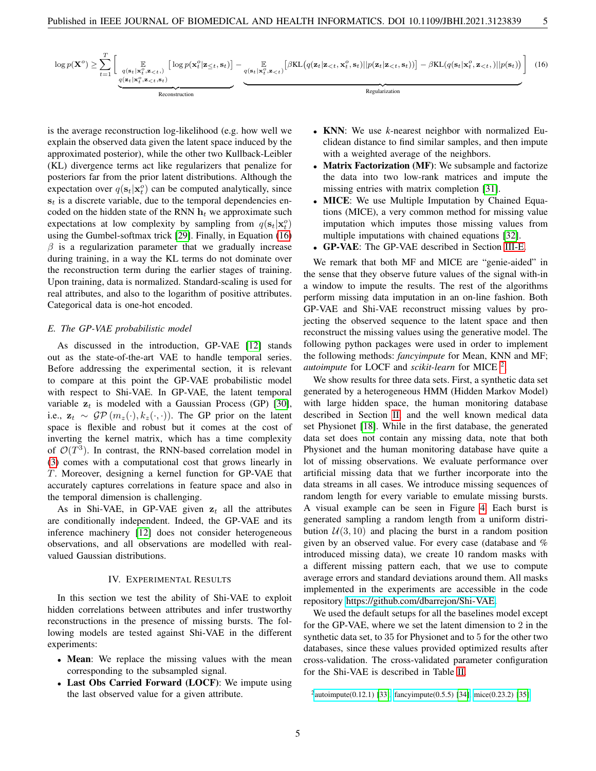$$\log p(\mathbf{X}^o) \geq \sum_{t=1}^{T} \Bigg[ \underbrace{\mathop{\mathbb{E}}_{\substack{q(\mathbf{s}_t|\mathbf{x}_t^o, \mathbf{z}_{<t},) \\ q(\mathbf{z}_t|\mathbf{x}_t^o, \mathbf{z}_{<t}, \mathbf{s}_t)}} \left[ \log p(\mathbf{x}_t^o|\mathbf{z}_{\leq t}, \mathbf{s}_t) \right]}_{\text{Reconstruction}} - \underbrace{\mathop{\mathbb{E}}_{q(\mathbf{s}_t|\mathbf{x}_t^o, \mathbf{z}_{<t})} \left[ \beta \mathrm{KL}\big(q(\mathbf{z}_t|\mathbf{z}_{<t}, \mathbf{x}_t^o, \mathbf{s}_t) || p(\mathbf{z}_t|\mathbf{z}_{<t}, \mathbf{s}_t)\big) \right] - \beta \mathrm{KL}\big(q(\mathbf{s}_t|\mathbf{x}_t^o, \mathbf{z}_{<t},) || p(\mathbf{s}_t)\big)}_{\text{Regularization}} \Bigg] \quad (16)$$

is the average reconstruction log-likelihood (e.g. how well we explain the observed data given the latent space induced by the approximated posterior), while the other two Kullback-Leibler (KL) divergence terms act like regularizers that penalize for posteriors far from the prior latent distributions. Although the expectation over $q(\mathbf{s}_t|\mathbf{x}_t^o)$ can be computed analytically, since $\mathbf{s}_t$ is a discrete variable, due to the temporal dependencies encoded on the hidden state of the RNN $\mathbf{h}_t$ we approximate such expectations at low complexity by sampling from $q(\mathbf{s}_t|\mathbf{x}_t^o)$ using the Gumbel-softmax trick [29]. Finally, in Equation (16) $\beta$ is a regularization parameter that we gradually increase during training, in a way the KL terms do not dominate over the reconstruction term during the earlier stages of training. Upon training, data is normalized. Standard-scaling is used for real attributes, and also to the logarithm of positive attributes. Categorical data is one-hot encoded.

### E. The GP-VAE probabilistic model

As discussed in the introduction, GP-VAE [12] stands out as the state-of-the-art VAE to handle temporal series. Before addressing the experimental section, it is relevant to compare at this point the GP-VAE probabilistic model with respect to Shi-VAE. In GP-VAE, the latent temporal variable $\mathbf{z}_t$ is modeled with a Gaussian Process (GP) [30], i.e., $\mathbf{z}_t \sim \mathcal{GP}\left(m_z(\cdot), k_z(\cdot, \cdot)\right)$. The GP prior on the latent space is flexible and robust but it comes at the cost of inverting the kernel matrix, which has a time complexity of $\mathcal{O}(T^3)$. In contrast, the RNN-based correlation model in (3) comes with a computational cost that grows linearly in $T$. Moreover, designing a kernel function for GP-VAE that accurately captures correlations in feature space and also in the temporal dimension is challenging.

As in Shi-VAE, in GP-VAE given $\mathbf{z}_t$ all the attributes are conditionally independent. Indeed, the GP-VAE and its inference machinery [12] does not consider heterogeneous observations, and all observations are modelled with real-valued Gaussian distributions.

## IV. Experimental Results

In this section we test the ability of Shi-VAE to exploit hidden correlations between attributes and infer trustworthy reconstructions in the presence of missing bursts. The following models are tested against Shi-VAE in the different experiments:

- **Mean**: We replace the missing values with the mean corresponding to the subsampled signal.
- **Last Obs Carried Forward (LOCF)**: We impute using the last observed value for a given attribute.
- **KNN**: We use $k$-nearest neighbor with normalized Euclidean distance to find similar samples, and then impute with a weighted average of the neighbors.
- **Matrix Factorization (MF)**: We subsample and factorize the data into two low-rank matrices and impute the missing entries with matrix completion [31].
- **MICE**: We use Multiple Imputation by Chained Equations (MICE), a very common method for missing value imputation which imputes those missing values from multiple imputations with chained equations [32].
- **GP-VAE**: The GP-VAE described in Section III-E.

We remark that both MF and MICE are "genie-aided" in the sense that they observe future values of the signal with-in a window to impute the results. The rest of the algorithms perform missing data imputation in an on-line fashion. Both GP-VAE and Shi-VAE reconstruct missing values by projecting the observed sequence to the latent space and then reconstruct the missing values using the generative model. The following python packages were used in order to implement the following methods: *fancyimpute* for Mean, KNN and MF; *autoimpute* for LOCF and *scikit-learn* for MICE [2].

We show results for three data sets. First, a synthetic data set generated by a heterogeneous HMM (Hidden Markov Model) with large hidden space, the human monitoring database described in Section II and the well known medical data set Physionet [18]. While in the first database, the generated data set does not contain any missing data, note that both Physionet and the human monitoring database have quite a lot of missing observations. We evaluate performance over artificial missing data that we further incorporate into the data streams in all cases. We introduce missing sequences of random length for every variable to emulate missing bursts. A visual example can be seen in Figure 4. Each burst is generated sampling a random length from a uniform distribution $\mathcal{U}(3, 10)$ and placing the burst in a random position given by an observed value. For every case (database and % introduced missing data), we create 10 random masks with a different missing pattern each, that we use to compute average errors and standard deviations around them. All masks implemented in the experiments are accessible in the code repository https://github.com/dbarrejon/Shi-VAE.

We used the default setups for all the baselines model except for the GP-VAE, where we set the latent dimension to 2 in the synthetic data set, to 35 for Physionet and to 5 for the other two databases, since these values provided optimized results after cross-validation. The cross-validated parameter configuration for the Shi-VAE is described in Table II.

[2] autoimpute(0.12.1) [33], fancyimpute(0.5.5) [34], mice(0.23.2) [35]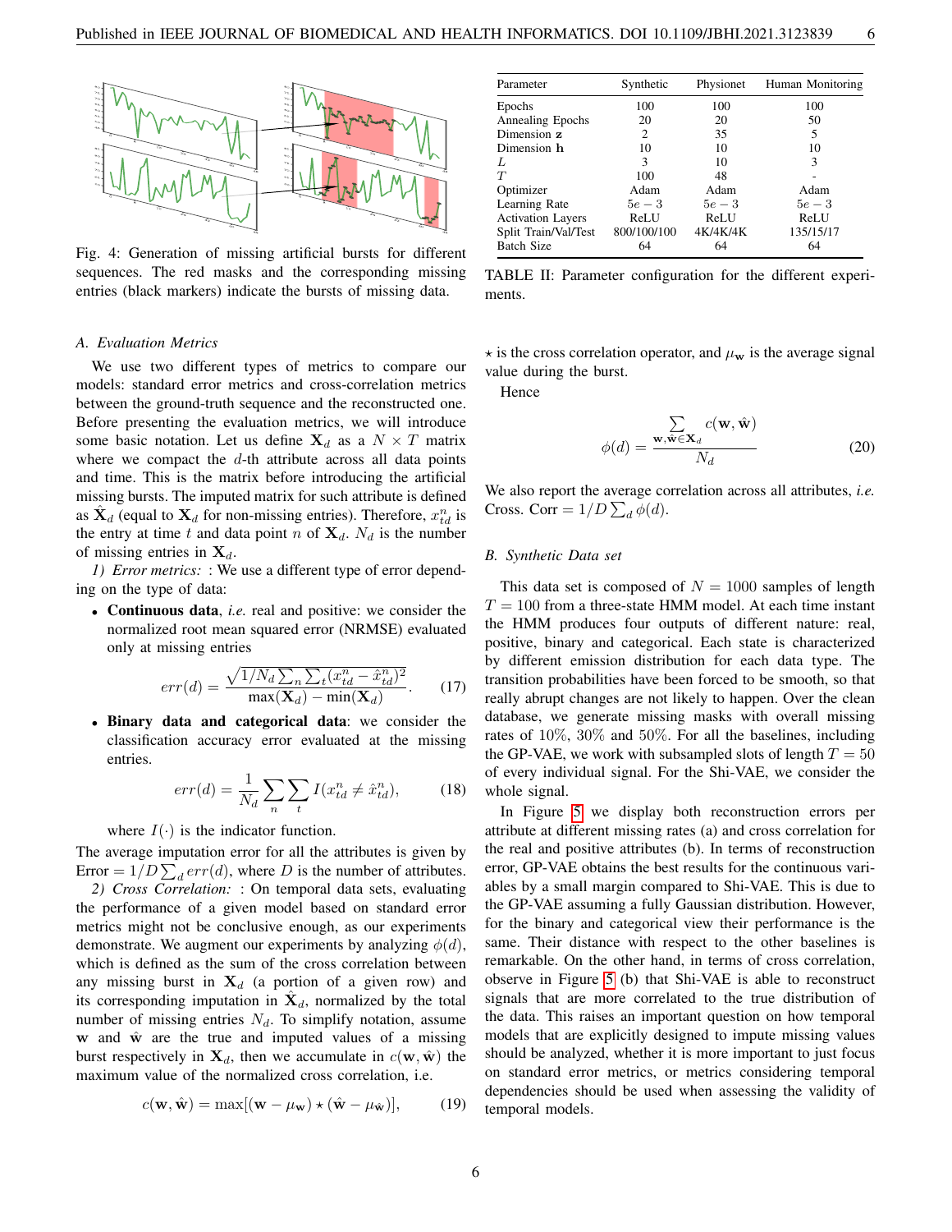Fig. 4: Generation of missing artificial bursts for different sequences. The red masks and the corresponding missing entries (black markers) indicate the bursts of missing data.

| Parameter | Synthetic | Physionet | Human Monitoring |
|---|---|---|---|
| Epochs | 100 | 100 | 100 |
| Annealing Epochs | 20 | 20 | 50 |
| Dimension **z** | 2 | 35 | 5 |
| Dimension **h** | 10 | 10 | 10 |
| $L$ | 3 | 10 | 3 |
| $T$ | 100 | 48 | - |
| Optimizer | Adam | Adam | Adam |
| Learning Rate | $5e-3$ | $5e-3$ | $5e-3$ |
| Activation Layers | ReLU | ReLU | ReLU |
| Split Train/Val/Test | 800/100/100 | 4K/4K/4K | 135/15/17 |
| Batch Size | 64 | 64 | 64 |

TABLE II: Parameter configuration for the different experiments.

### A. Evaluation Metrics

We use two different types of metrics to compare our models: standard error metrics and cross-correlation metrics between the ground-truth sequence and the reconstructed one. Before presenting the evaluation metrics, we will introduce some basic notation. Let us define $\mathbf{X}_d$ as a $N \times T$ matrix where we compact the $d$-th attribute across all data points and time. This is the matrix before introducing the artificial missing bursts. The imputed matrix for such attribute is defined as $\hat{\mathbf{X}}_d$ (equal to $\mathbf{X}_d$ for non-missing entries). Therefore, $x_{td}^n$ is the entry at time $t$ and data point $n$ of $\mathbf{X}_d$. $N_d$ is the number of missing entries in $\mathbf{X}_d$.

*1) Error metrics:* : We use a different type of error depending on the type of data:

- **Continuous data**, *i.e.* real and positive: we consider the normalized root mean squared error (NRMSE) evaluated only at missing entries

$$err(d) = \frac{\sqrt{1/N_d \sum_n \sum_t (x_{td}^n - \hat{x}_{td}^n)^2}}{\max(\mathbf{X}_d) - \min(\mathbf{X}_d)}. \quad (17)$$

- **Binary data and categorical data**: we consider the classification accuracy error evaluated at the missing entries.

$$err(d) = \frac{1}{N_d} \sum_n \sum_t I(x_{td}^n \neq \hat{x}_{td}^n), \quad (18)$$

  where $I(\cdot)$ is the indicator function.

The average imputation error for all the attributes is given by Error $= 1/D \sum_d err(d)$, where $D$ is the number of attributes.

*2) Cross Correlation:* : On temporal data sets, evaluating the performance of a given model based on standard error metrics might not be conclusive enough, as our experiments demonstrate. We augment our experiments by analyzing $\phi(d)$, which is defined as the sum of the cross correlation between any missing burst in $\mathbf{X}_d$ (a portion of a given row) and its corresponding imputation in $\hat{\mathbf{X}}_d$, normalized by the total number of missing entries $N_d$. To simplify notation, assume $\mathbf{w}$ and $\hat{\mathbf{w}}$ are the true and imputed values of a missing burst respectively in $\mathbf{X}_d$, then we accumulate in $c(\mathbf{w}, \hat{\mathbf{w}})$ the maximum value of the normalized cross correlation, i.e.

$$c(\mathbf{w}, \hat{\mathbf{w}}) = \max[(\mathbf{w} - \mu_{\mathbf{w}}) \star (\hat{\mathbf{w}} - \mu_{\hat{\mathbf{w}}})], \quad (19)$$

$\star$ is the cross correlation operator, and $\mu_{\mathbf{w}}$ is the average signal value during the burst.

Hence

$$\phi(d) = \frac{\sum_{\mathbf{w}, \hat{\mathbf{w}} \in \mathbf{X}_d} c(\mathbf{w}, \hat{\mathbf{w}})}{N_d} \quad (20)$$

We also report the average correlation across all attributes, *i.e.* Cross. Corr $= 1/D \sum_d \phi(d)$.

### B. Synthetic Data set

This data set is composed of $N = 1000$ samples of length $T = 100$ from a three-state HMM model. At each time instant the HMM produces four outputs of different nature: real, positive, binary and categorical. Each state is characterized by different emission distribution for each data type. The transition probabilities have been forced to be smooth, so that really abrupt changes are not likely to happen. Over the clean dataset, we generate missing masks with overall missing rates of 10%, 30% and 50%. For all the baselines, including the GP-VAE, we work with subsampled slots of length $T = 50$ of every individual signal. For the Shi-VAE, we consider the whole signal.

In Figure 5 we display both reconstruction errors per attribute at different missing rates (a) and cross correlation for the real and positive attributes (b). In terms of reconstruction error, GP-VAE obtains the best results for the continuous variables by a small margin compared to Shi-VAE. This is due to the GP-VAE assuming a fully Gaussian distribution. However, for the binary and categorical view their performance is the same. Their distance with respect to the other baselines is remarkable. On the other hand, in terms of cross correlation, observe in Figure 5 (b) that Shi-VAE is able to reconstruct signals that are more correlated to the true distribution of the data. This raises an important question on how temporal models that are explicitly designed to impute missing values should be analyzed, whether it is more important to just focus on standard error metrics, or metrics considering temporal dependencies should be used when assessing the validity of temporal models.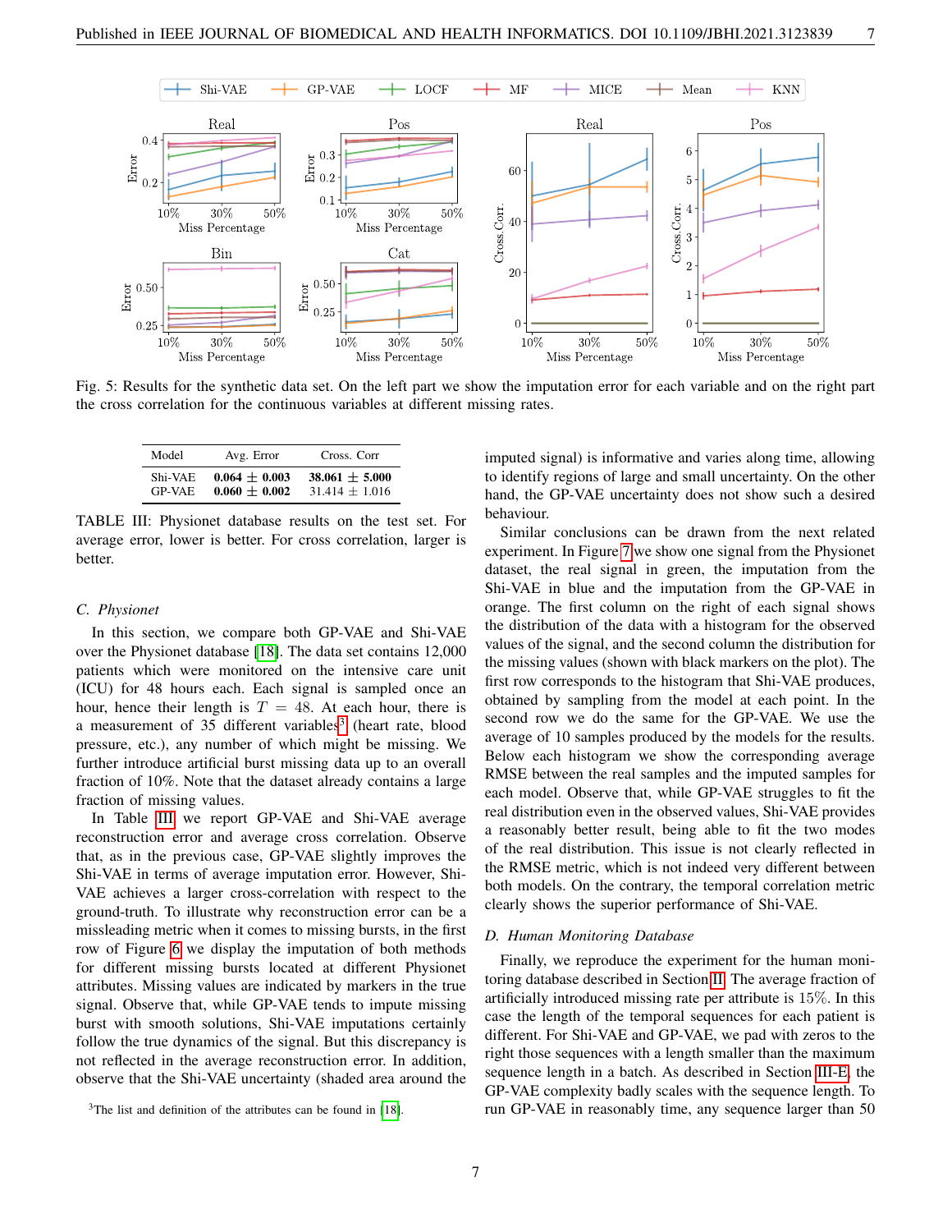Fig. 5: Results for the synthetic data set. On the left part we show the imputation error for each variable and on the right part the cross correlation for the continuous variables at different missing rates.

| Model | Avg. Error | Cross. Corr |
|---|---|---|
| Shi-VAE | **0.064 ± 0.003** | **38.061 ± 5.000** |
| GP-VAE | **0.060 ± 0.002** | 31.414 ± 1.016 |

TABLE III: Physionet database results on the test set. For average error, lower is better. For cross correlation, larger is better.

### C. Physionet

In this section, we compare both GP-VAE and Shi-VAE over the Physionet database [18]. The data set contains 12,000 patients which were monitored on the intensive care unit (ICU) for 48 hours each. Each signal is sampled once an hour, hence their length is $T = 48$. At each hour, there is a measurement of 35 different variables[3] (heart rate, blood pressure, etc.), any number of which might be missing. We further introduce artificial burst missing data up to an overall fraction of 10%. Note that the dataset already contains a large fraction of missing values.

In Table III we report GP-VAE and Shi-VAE average reconstruction error and average cross correlation. Observe that, as in the previous case, GP-VAE slightly improves the Shi-VAE in terms of average imputation error. However, Shi-VAE achieves a larger cross-correlation with respect to the ground-truth. To illustrate why reconstruction error can be a missleading metric when it comes to missing bursts, in the first row of Figure 6 we display the imputation of both methods for different missing bursts located at different Physionet attributes. Missing values are indicated by markers in the true signal. Observe that, while GP-VAE tends to impute missing burst with smooth solutions, Shi-VAE imputations certainly follow the true dynamics of the signal. But this discrepancy is not reflected in the average reconstruction error. In addition, observe that the Shi-VAE uncertainty (shaded area around the imputed signal) is informative and varies along time, allowing to identify regions of large and small uncertainty. On the other hand, the GP-VAE uncertainty does not show such a desired behaviour.

Similar conclusions can be drawn from the next related experiment. In Figure 7 we show one signal from the Physionet dataset, the real signal in green, the imputation from the Shi-VAE in blue and the imputation from the GP-VAE in orange. The first column on the right of each signal shows the distribution of the data with a histogram for the observed values of the signal, and the second column the distribution for the missing values (shown with black markers on the plot). The first row corresponds to the histogram that Shi-VAE produces, obtained by sampling from the model at each point. In the second row we do the same for the GP-VAE. We use the average of 10 samples produced by the models for the results. Below each histogram we show the corresponding average RMSE between the real samples and the imputed samples for each model. Observe that, while GP-VAE struggles to fit the real distribution even in the observed values, Shi-VAE provides a reasonably better result, being able to fit the two modes of the real distribution. This issue is not clearly reflected in the RMSE metric, which is not indeed very different between both models. On the contrary, the temporal correlation metric clearly shows the superior performance of Shi-VAE.

### D. Human Monitoring Database

Finally, we reproduce the experiment for the human monitoring database described in Section II. The average fraction of artificially introduced missing rate per attribute is 15%. In this case the length of the temporal sequences for each patient is different. For Shi-VAE and GP-VAE, we pad with zeros to the right those sequences with a length smaller than the maximum sequence length in a batch. As described in Section III-E, the GP-VAE complexity badly scales with the sequence length. To run GP-VAE in reasonably time, any sequence larger than 50

[3]The list and definition of the attributes can be found in [18].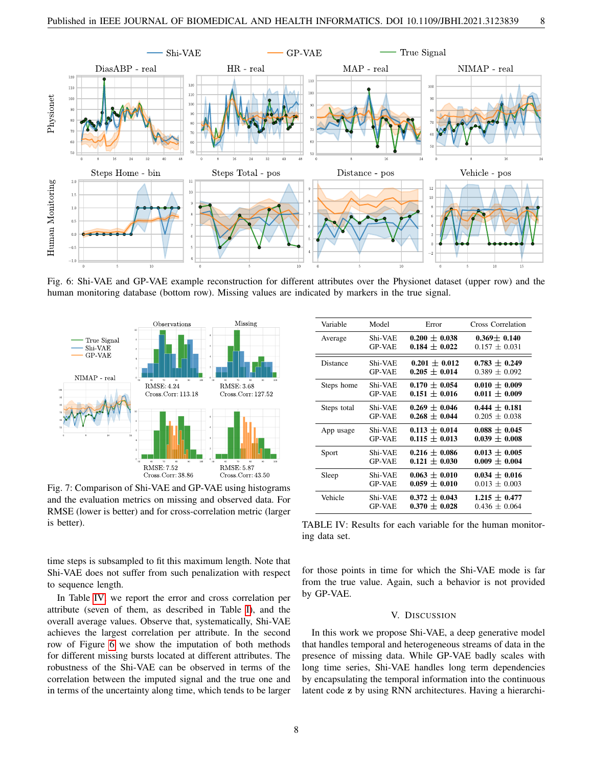Fig. 6: Shi-VAE and GP-VAE example reconstruction for different attributes over the Physionet dataset (upper row) and the human monitoring database (bottom row). Missing values are indicated by markers in the true signal.

Fig. 7: Comparison of Shi-VAE and GP-VAE using histograms and the evaluation metrics on missing and observed data. For RMSE (lower is better) and for cross-correlation metric (larger is better).

| Variable | Model | Error | Cross Correlation |
|---|---|---|---|
| Average | Shi-VAE | **0.200** ± **0.038** | **0.369**± **0.140** |
| | GP-VAE | **0.184** ± **0.022** | 0.157 ± 0.031 |
| Distance | Shi-VAE | **0.201** ± **0.012** | **0.783** ± **0.249** |
| | GP-VAE | **0.205** ± **0.014** | 0.389 ± 0.092 |
| Steps home | Shi-VAE | **0.170** ± **0.054** | **0.010** ± **0.009** |
| | GP-VAE | **0.151** ± **0.016** | **0.011** ± **0.009** |
| Steps total | Shi-VAE | **0.269** ± **0.046** | **0.444** ± **0.181** |
| | GP-VAE | **0.268** ± **0.044** | 0.205 ± 0.038 |
| App usage | Shi-VAE | **0.113** ± **0.014** | **0.088** ± **0.045** |
| | GP-VAE | **0.115** ± **0.013** | **0.039** ± **0.008** |
| Sport | Shi-VAE | **0.216** ± **0.086** | **0.013** ± **0.005** |
| | GP-VAE | **0.121** ± **0.030** | **0.009** ± **0.004** |
| Sleep | Shi-VAE | **0.063** ± **0.010** | **0.034** ± **0.016** |
| | GP-VAE | **0.059** ± **0.010** | 0.013 ± 0.003 |
| Vehicle | Shi-VAE | **0.372** ± **0.043** | **1.215** ± **0.477** |
| | GP-VAE | **0.370** ± **0.028** | 0.436 ± 0.064 |

TABLE IV: Results for each variable for the human monitoring data set.

time steps is subsampled to fit this maximum length. Note that Shi-VAE does not suffer from such penalization with respect to sequence length.

In Table IV, we report the error and cross correlation per attribute (seven of them, as described in Table I), and the overall average values. Observe that, systematically, Shi-VAE achieves the largest correlation per attribute. In the second row of Figure 6 we show the imputation of both methods for different missing bursts located at different attributes. The robustness of the Shi-VAE can be observed in terms of the correlation between the imputed signal and the true one and in terms of the uncertainty along time, which tends to be larger for those points in time for which the Shi-VAE mode is far from the true value. Again, such a behavior is not provided by GP-VAE.

## V. Discussion

In this work we propose Shi-VAE, a deep generative model that handles temporal and heterogeneous streams of data in the presence of missing data. While GP-VAE badly scales with long time series, Shi-VAE handles long term dependencies by encapsulating the temporal information into the continuous latent code $\mathbf{z}$ by using RNN architectures. Having a hierarchi-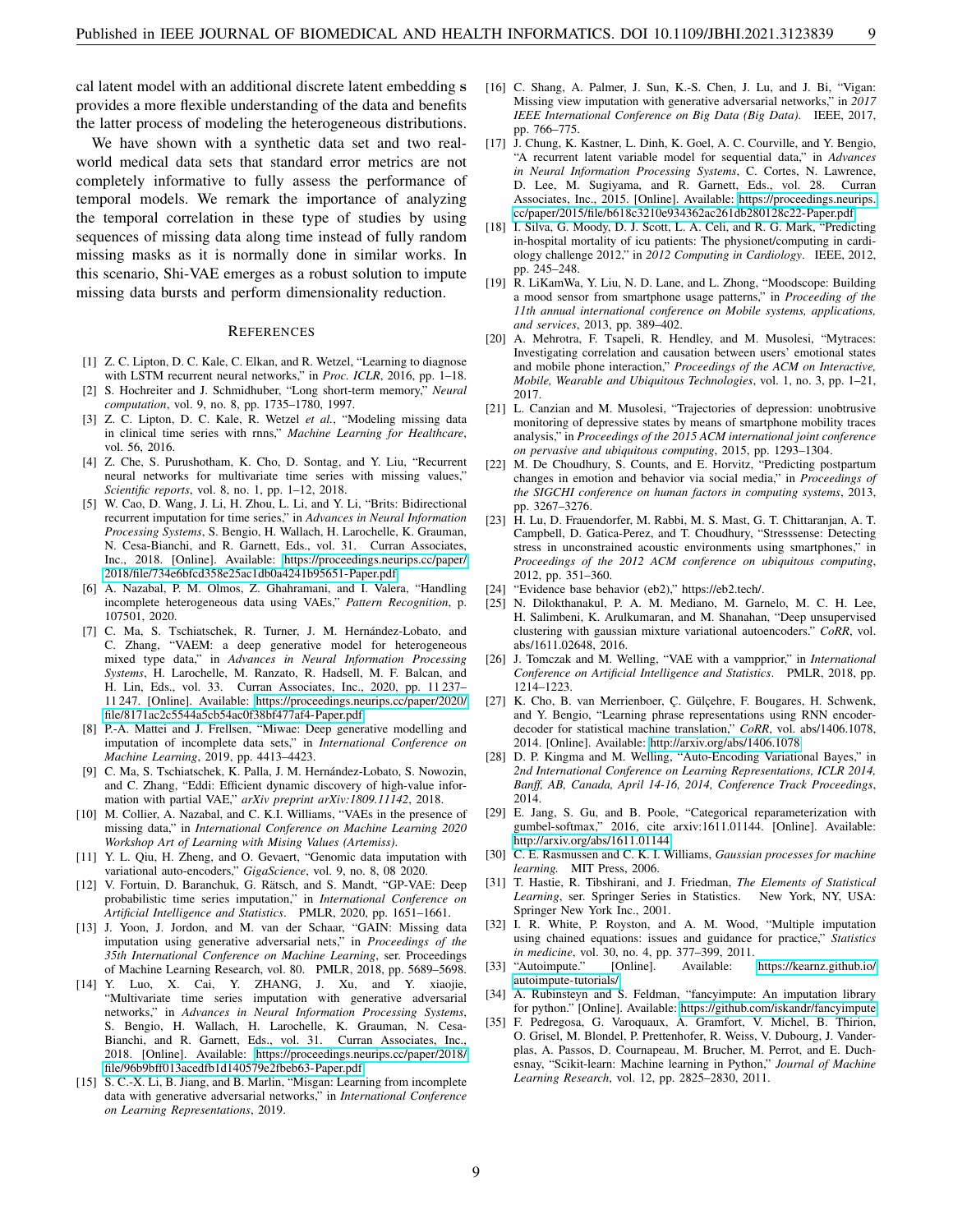cal latent model with an additional discrete latent embedding s provides a more flexible understanding of the data and benefits the latter process of modeling the heterogeneous distributions.

We have shown with a synthetic data set and two real-world medical data sets that standard error metrics are not completely informative to fully assess the performance of temporal models. We remark the importance of analyzing the temporal correlation in these type of studies by using sequences of missing data along time instead of fully random missing masks as it is normally done in similar works. In this scenario, Shi-VAE emerges as a robust solution to impute missing data bursts and perform dimensionality reduction.

## References

[1] Z. C. Lipton, D. C. Kale, C. Elkan, and R. Wetzel, "Learning to diagnose with LSTM recurrent neural networks," in *Proc. ICLR*, 2016, pp. 1–18.

[2] S. Hochreiter and J. Schmidhuber, "Long short-term memory," *Neural computation*, vol. 9, no. 8, pp. 1735–1780, 1997.

[3] Z. C. Lipton, D. C. Kale, R. Wetzel *et al.*, "Modeling missing data in clinical time series with rnns," *Machine Learning for Healthcare*, vol. 56, 2016.

[4] Z. Che, S. Purushotham, K. Cho, D. Sontag, and Y. Liu, "Recurrent neural networks for multivariate time series with missing values," *Scientific reports*, vol. 8, no. 1, pp. 1–12, 2018.

[5] W. Cao, D. Wang, J. Li, H. Zhou, L. Li, and Y. Li, "Brits: Bidirectional recurrent imputation for time series," in *Advances in Neural Information Processing Systems*, S. Bengio, H. Wallach, H. Larochelle, K. Grauman, N. Cesa-Bianchi, and R. Garnett, Eds., vol. 31. Curran Associates, Inc., 2018. [Online]. Available: https://proceedings.neurips.cc/paper/2018/file/734e6bfcd358e25ac1db0a4241b95651-Paper.pdf

[6] A. Nazabal, P. M. Olmos, Z. Ghahramani, and I. Valera, "Handling incomplete heterogeneous data using VAEs," *Pattern Recognition*, p. 107501, 2020.

[7] C. Ma, S. Tschiatschek, R. Turner, J. M. Hernández-Lobato, and C. Zhang, "VAEM: a deep generative model for heterogeneous mixed type data," in *Advances in Neural Information Processing Systems*, H. Larochelle, M. Ranzato, R. Hadsell, M. F. Balcan, and H. Lin, Eds., vol. 33. Curran Associates, Inc., 2020, pp. 11 237–11 247. [Online]. Available: https://proceedings.neurips.cc/paper/2020/file/8171ac2c5544a5cb54ac0f38bf477af4-Paper.pdf

[8] P.-A. Mattei and J. Frellsen, "Miwae: Deep generative modelling and imputation of incomplete data sets," in *International Conference on Machine Learning*, 2019, pp. 4413–4423.

[9] C. Ma, S. Tschiatschek, K. Palla, J. M. Hernández-Lobato, S. Nowozin, and C. Zhang, "Eddi: Efficient dynamic discovery of high-value information with partial VAE," *arXiv preprint arXiv:1809.11142*, 2018.

[10] M. Collier, A. Nazabal, and C. K.I. Williams, "VAEs in the presence of missing data," in *International Conference on Machine Learning 2020 Workshop Art of Learning with Mising Values (Artemiss)*.

[11] Y. L. Qiu, H. Zheng, and O. Gevaert, "Genomic data imputation with variational auto-encoders," *GigaScience*, vol. 9, no. 8, 08 2020.

[12] V. Fortuin, D. Baranchuk, G. Rätsch, and S. Mandt, "GP-VAE: Deep probabilistic time series imputation," in *International Conference on Artificial Intelligence and Statistics*. PMLR, 2020, pp. 1651–1661.

[13] J. Yoon, J. Jordon, and M. van der Schaar, "GAIN: Missing data imputation using generative adversarial nets," in *Proceedings of the 35th International Conference on Machine Learning*, ser. Proceedings of Machine Learning Research, vol. 80. PMLR, 2018, pp. 5689–5698.

[14] Y. Luo, X. Cai, Y. ZHANG, J. Xu, and Y. xiaojie, "Multivariate time series imputation with generative adversarial networks," in *Advances in Neural Information Processing Systems*, S. Bengio, H. Wallach, H. Larochelle, K. Grauman, N. Cesa-Bianchi, and R. Garnett, Eds., vol. 31. Curran Associates, Inc., 2018. [Online]. Available: https://proceedings.neurips.cc/paper/2018/file/96b9bff013acedfb1d140579e2fbeb63-Paper.pdf

[15] S. C.-X. Li, B. Jiang, and B. Marlin, "Misgan: Learning from incomplete data with generative adversarial networks," in *International Conference on Learning Representations*, 2019.

[16] C. Shang, A. Palmer, J. Sun, K.-S. Chen, J. Lu, and J. Bi, "Vigan: Missing view imputation with generative adversarial networks," in *2017 IEEE International Conference on Big Data (Big Data)*. IEEE, 2017, pp. 766–775.

[17] J. Chung, K. Kastner, L. Dinh, K. Goel, A. C. Courville, and Y. Bengio, "A recurrent latent variable model for sequential data," in *Advances in Neural Information Processing Systems*, C. Cortes, N. Lawrence, D. Lee, M. Sugiyama, and R. Garnett, Eds., vol. 28. Curran Associates, Inc., 2015. [Online]. Available: https://proceedings.neurips.cc/paper/2015/file/b618c3210e934362ac261db280128c22-Paper.pdf

[18] I. Silva, G. Moody, D. J. Scott, L. A. Celi, and R. G. Mark, "Predicting in-hospital mortality of icu patients: The physionet/computing in cardiology challenge 2012," in *2012 Computing in Cardiology*. IEEE, 2012, pp. 245–248.

[19] R. LiKamWa, Y. Liu, N. D. Lane, and L. Zhong, "Moodscope: Building a mood sensor from smartphone usage patterns," in *Proceeding of the 11th annual international conference on Mobile systems, applications, and services*, 2013, pp. 389–402.

[20] A. Mehrotra, F. Tsapeli, R. Hendley, and M. Musolesi, "Mytraces: Investigating correlation and causation between users' emotional states and mobile phone interaction," *Proceedings of the ACM on Interactive, Mobile, Wearable and Ubiquitous Technologies*, vol. 1, no. 3, pp. 1–21, 2017.

[21] L. Canzian and M. Musolesi, "Trajectories of depression: unobtrusive monitoring of depressive states by means of smartphone mobility traces analysis," in *Proceedings of the 2015 ACM international joint conference on pervasive and ubiquitous computing*, 2015, pp. 1293–1304.

[22] M. De Choudhury, S. Counts, and E. Horvitz, "Predicting postpartum changes in emotion and behavior via social media," in *Proceedings of the SIGCHI conference on human factors in computing systems*, 2013, pp. 3267–3276.

[23] H. Lu, D. Frauendorfer, M. Rabbi, M. S. Mast, G. T. Chittaranjan, A. T. Campbell, D. Gatica-Perez, and T. Choudhury, "Stresssense: Detecting stress in unconstrained acoustic environments using smartphones," in *Proceedings of the 2012 ACM conference on ubiquitous computing*, 2012, pp. 351–360.

[24] "Evidence base behavior (eb2)," https://eb2.tech/.

[25] N. Dilokthanakul, P. A. M. Mediano, M. Garnelo, M. C. H. Lee, H. Salimbeni, K. Arulkumaran, and M. Shanahan, "Deep unsupervised clustering with gaussian mixture variational autoencoders." *CoRR*, vol. abs/1611.02648, 2016.

[26] J. Tomczak and M. Welling, "VAE with a vampprior," in *International Conference on Artificial Intelligence and Statistics*. PMLR, 2018, pp. 1214–1223.

[27] K. Cho, B. van Merrienboer, Ç. Gülçehre, F. Bougares, H. Schwenk, and Y. Bengio, "Learning phrase representations using RNN encoder-decoder for statistical machine translation," *CoRR*, vol. abs/1406.1078, 2014. [Online]. Available: http://arxiv.org/abs/1406.1078

[28] D. P. Kingma and M. Welling, "Auto-Encoding Variational Bayes," in *2nd International Conference on Learning Representations, ICLR 2014, Banff, AB, Canada, April 14-16, 2014, Conference Track Proceedings*, 2014.

[29] E. Jang, S. Gu, and B. Poole, "Categorical reparameterization with gumbel-softmax," 2016, cite arxiv:1611.01144. [Online]. Available: http://arxiv.org/abs/1611.01144

[30] C. E. Rasmussen and C. K. I. Williams, *Gaussian processes for machine learning.* MIT Press, 2006.

[31] T. Hastie, R. Tibshirani, and J. Friedman, *The Elements of Statistical Learning*, ser. Springer Series in Statistics. New York, NY, USA: Springer New York Inc., 2001.

[32] I. R. White, P. Royston, and A. M. Wood, "Multiple imputation using chained equations: issues and guidance for practice," *Statistics in medicine*, vol. 30, no. 4, pp. 377–399, 2011.

[33] "Autoimpute." [Online]. Available: https://kearnz.github.io/autoimpute-tutorials/

[34] A. Rubinsteyn and S. Feldman, "fancyimpute: An imputation library for python." [Online]. Available: https://github.com/iskandr/fancyimpute

[35] F. Pedregosa, G. Varoquaux, A. Gramfort, V. Michel, B. Thirion, O. Grisel, M. Blondel, P. Prettenhofer, R. Weiss, V. Dubourg, J. Vanderplas, A. Passos, D. Cournapeau, M. Brucher, M. Perrot, and E. Duchesnay, "Scikit-learn: Machine learning in Python," *Journal of Machine Learning Research*, vol. 12, pp. 2825–2830, 2011.